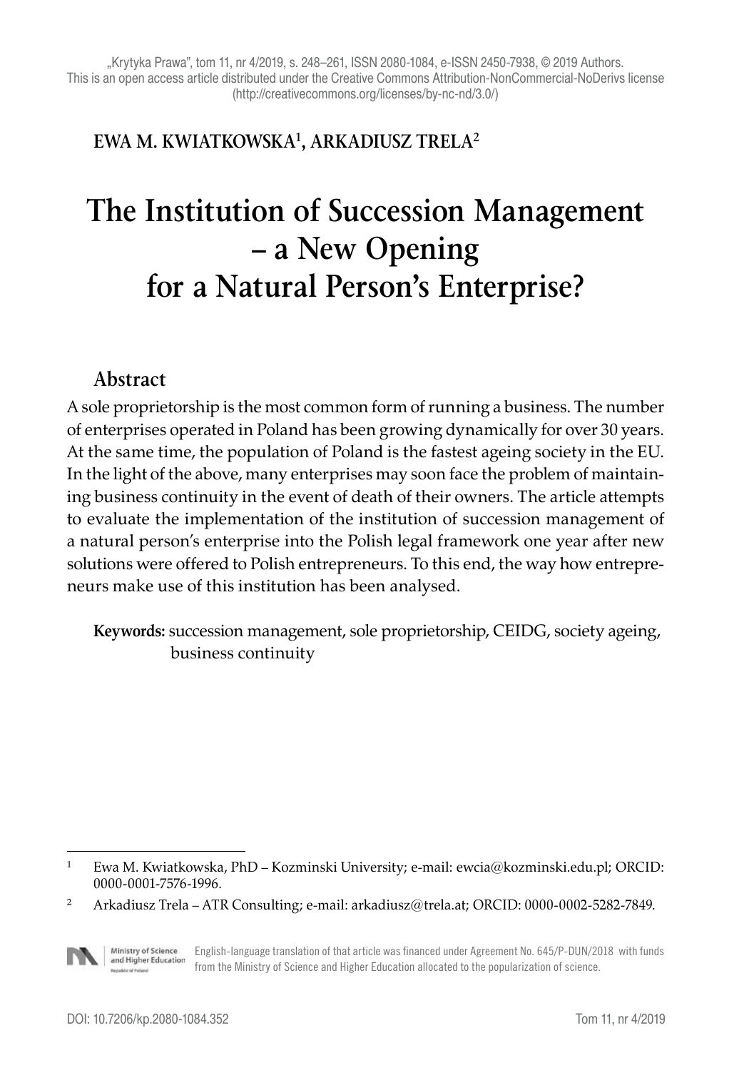„Krytyka Prawa", tom 11, nr 4/2019, s. 248–261, ISSN 2080-1084, e-ISSN 2450-7938, © 2019 Authors.
This is an open access article distributed under the Creative Commons Attribution-NonCommercial-NoDerivs license (http://creativecommons.org/licenses/by-nc-nd/3.0/)

**EWA M. KWIATKOWSKA[1], ARKADIUSZ TRELA[2]**

# The Institution of Succession Management – a New Opening for a Natural Person's Enterprise?

## Abstract

A sole proprietorship is the most common form of running a business. The number of enterprises operated in Poland has been growing dynamically for over 30 years. At the same time, the population of Poland is the fastest ageing society in the EU. In the light of the above, many enterprises may soon face the problem of maintaining business continuity in the event of death of their owners. The article attempts to evaluate the implementation of the institution of succession management of a natural person's enterprise into the Polish legal framework one year after new solutions were offered to Polish entrepreneurs. To this end, the way how entrepreneurs make use of this institution has been analysed.

**Keywords:** succession management, sole proprietorship, CEIDG, society ageing, business continuity

---

[1] Ewa M. Kwiatkowska, PhD – Kozminski University; e-mail: ewcia@kozminski.edu.pl; ORCID: 0000-0001-7576-1996.

[2] Arkadiusz Trela – ATR Consulting; e-mail: arkadiusz@trela.at; ORCID: 0000-0002-5282-7849.

English-language translation of that article was financed under Agreement No. 645/P-DUN/2018 with funds from the Ministry of Science and Higher Education allocated to the popularization of science.

DOI: 10.7206/kp.2080-1084.352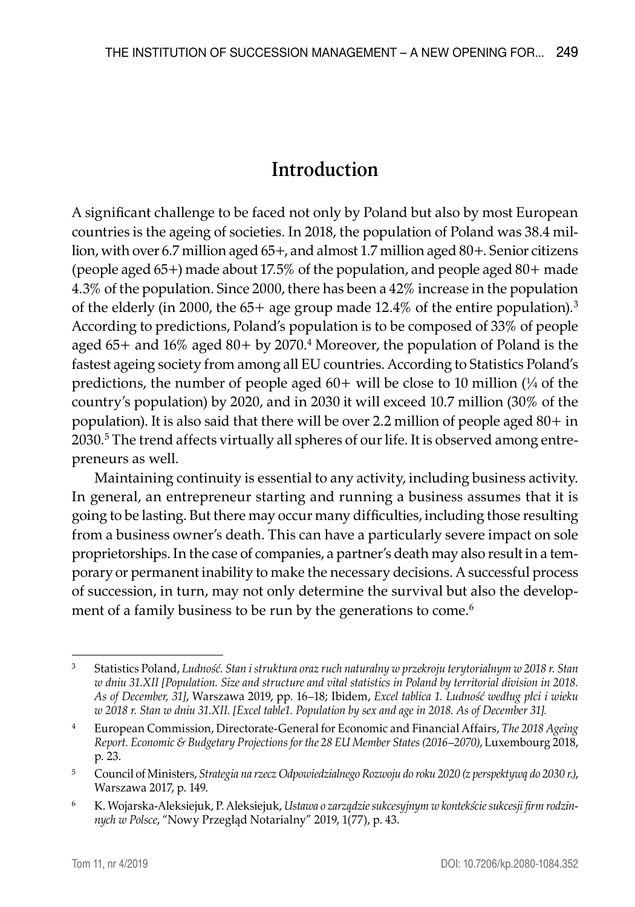# Introduction

A significant challenge to be faced not only by Poland but also by most European countries is the ageing of societies. In 2018, the population of Poland was 38.4 million, with over 6.7 million aged 65+, and almost 1.7 million aged 80+. Senior citizens (people aged 65+) made about 17.5% of the population, and people aged 80+ made 4.3% of the population. Since 2000, there has been a 42% increase in the population of the elderly (in 2000, the 65+ age group made 12.4% of the entire population).[3] According to predictions, Poland's population is to be composed of 33% of people aged 65+ and 16% aged 80+ by 2070.[4] Moreover, the population of Poland is the fastest ageing society from among all EU countries. According to Statistics Poland's predictions, the number of people aged 60+ will be close to 10 million (¼ of the country's population) by 2020, and in 2030 it will exceed 10.7 million (30% of the population). It is also said that there will be over 2.2 million of people aged 80+ in 2030.[5] The trend affects virtually all spheres of our life. It is observed among entrepreneurs as well.

Maintaining continuity is essential to any activity, including business activity. In general, an entrepreneur starting and running a business assumes that it is going to be lasting. But there may occur many difficulties, including those resulting from a business owner's death. This can have a particularly severe impact on sole proprietorships. In the case of companies, a partner's death may also result in a temporary or permanent inability to make the necessary decisions. A successful process of succession, in turn, may not only determine the survival but also the development of a family business to be run by the generations to come.[6]

---

[3] Statistics Poland, *Ludność. Stan i struktura oraz ruch naturalny w przekroju terytorialnym w 2018 r. Stan w dniu 31.XII [Population. Size and structure and vital statistics in Poland by territorial division in 2018. As of December, 31]*, Warszawa 2019, pp. 16–18; Ibidem, *Excel tablica 1. Ludność według płci i wieku w 2018 r. Stan w dniu 31.XII. [Excel table1. Population by sex and age in 2018. As of December 31].*

[4] European Commission, Directorate-General for Economic and Financial Affairs, *The 2018 Ageing Report. Economic & Budgetary Projections for the 28 EU Member States (2016–2070)*, Luxembourg 2018, p. 23.

[5] Council of Ministers, *Strategia na rzecz Odpowiedzialnego Rozwoju do roku 2020 (z perspektywą do 2030 r.)*, Warszawa 2017, p. 149.

[6] K. Wojarska-Aleksiejuk, P. Aleksiejuk, *Ustawa o zarządzie sukcesyjnym w kontekście sukcesji firm rodzinnych w Polsce*, "Nowy Przegląd Notarialny" 2019, 1(77), p. 43.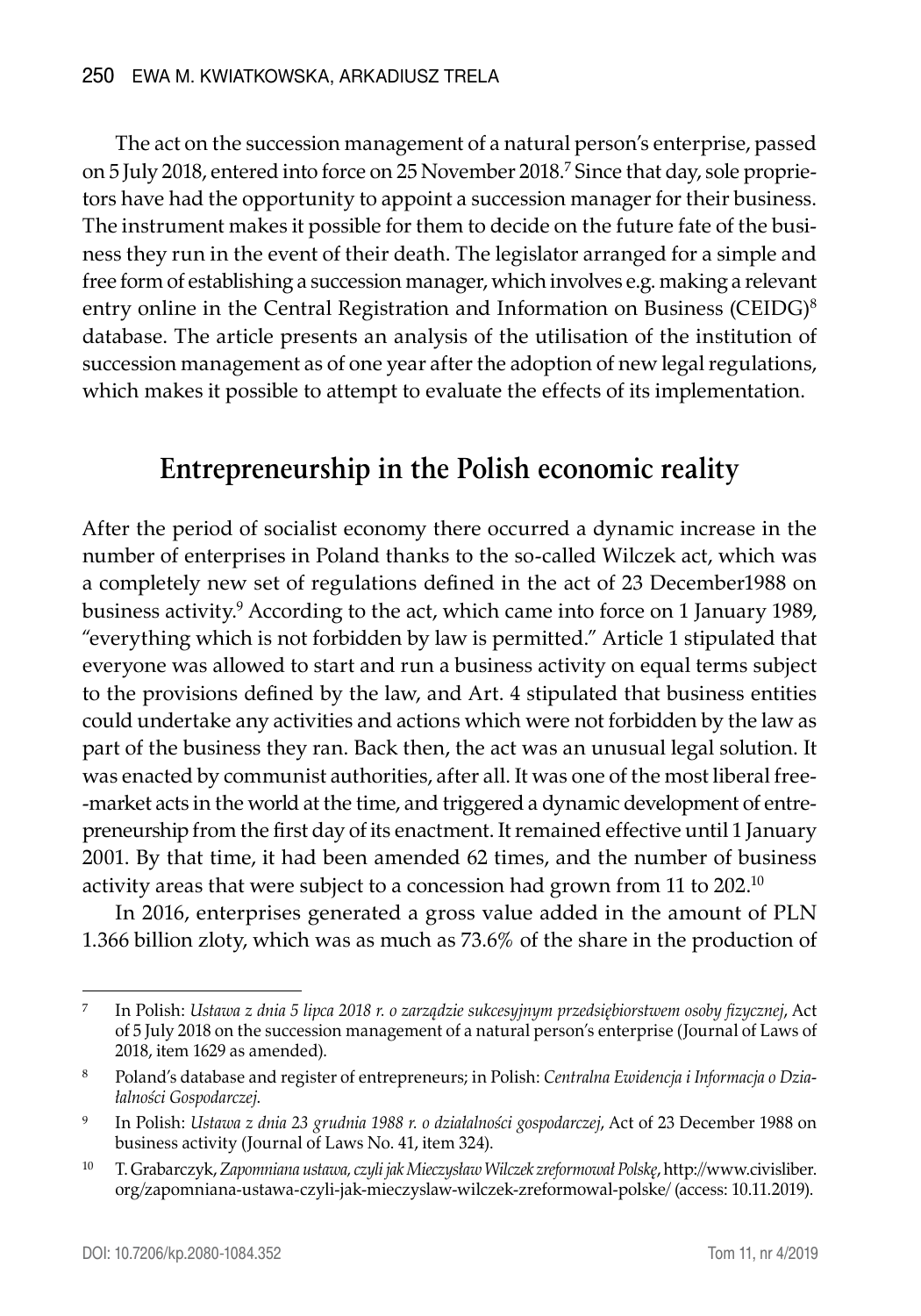The act on the succession management of a natural person's enterprise, passed on 5 July 2018, entered into force on 25 November 2018.[7] Since that day, sole proprietors have had the opportunity to appoint a succession manager for their business. The instrument makes it possible for them to decide on the future fate of the business they run in the event of their death. The legislator arranged for a simple and free form of establishing a succession manager, which involves e.g. making a relevant entry online in the Central Registration and Information on Business (CEIDG)[8] database. The article presents an analysis of the utilisation of the institution of succession management as of one year after the adoption of new legal regulations, which makes it possible to attempt to evaluate the effects of its implementation.

## Entrepreneurship in the Polish economic reality

After the period of socialist economy there occurred a dynamic increase in the number of enterprises in Poland thanks to the so-called Wilczek act, which was a completely new set of regulations defined in the act of 23 December1988 on business activity.[9] According to the act, which came into force on 1 January 1989, "everything which is not forbidden by law is permitted." Article 1 stipulated that everyone was allowed to start and run a business activity on equal terms subject to the provisions defined by the law, and Art. 4 stipulated that business entities could undertake any activities and actions which were not forbidden by the law as part of the business they ran. Back then, the act was an unusual legal solution. It was enacted by communist authorities, after all. It was one of the most liberal free-market acts in the world at the time, and triggered a dynamic development of entrepreneurship from the first day of its enactment. It remained effective until 1 January 2001. By that time, it had been amended 62 times, and the number of business activity areas that were subject to a concession had grown from 11 to 202.[10]

In 2016, enterprises generated a gross value added in the amount of PLN 1.366 billion zloty, which was as much as 73.6% of the share in the production of

---

[7] In Polish: *Ustawa z dnia 5 lipca 2018 r. o zarządzie sukcesyjnym przedsiębiorstwem osoby fizycznej*, Act of 5 July 2018 on the succession management of a natural person's enterprise (Journal of Laws of 2018, item 1629 as amended).

[8] Poland's database and register of entrepreneurs; in Polish: *Centralna Ewidencja i Informacja o Działalności Gospodarczej*.

[9] In Polish: *Ustawa z dnia 23 grudnia 1988 r. o działalności gospodarczej*, Act of 23 December 1988 on business activity (Journal of Laws No. 41, item 324).

[10] T. Grabarczyk, *Zapomniana ustawa, czyli jak Mieczysław Wilczek zreformował Polskę*, http://www.civisliber.org/zapomniana-ustawa-czyli-jak-mieczyslaw-wilczek-zreformowal-polske/ (access: 10.11.2019).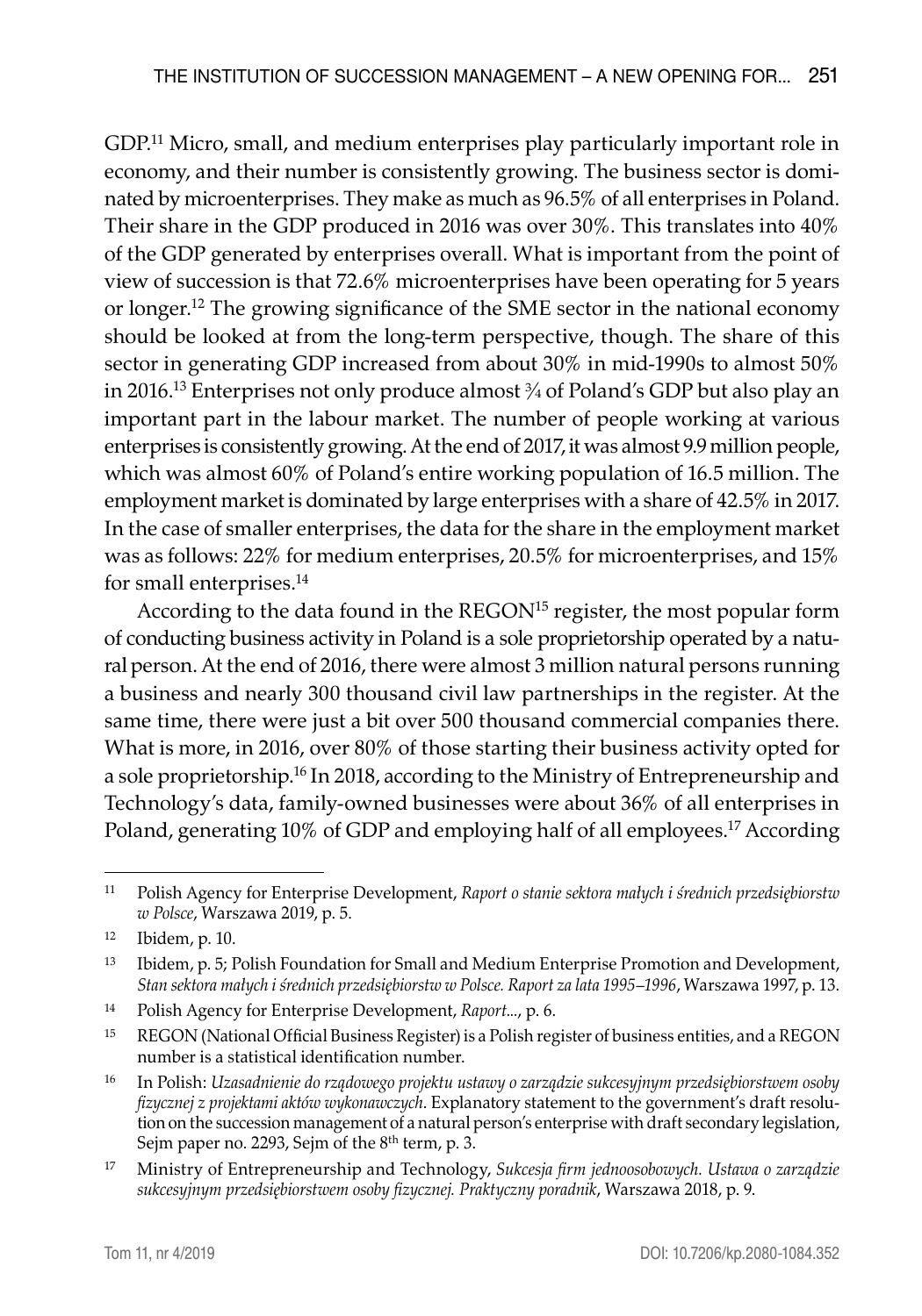GDP.[11] Micro, small, and medium enterprises play particularly important role in economy, and their number is consistently growing. The business sector is dominated by microenterprises. They make as much as 96.5% of all enterprises in Poland. Their share in the GDP produced in 2016 was over 30%. This translates into 40% of the GDP generated by enterprises overall. What is important from the point of view of succession is that 72.6% microenterprises have been operating for 5 years or longer.[12] The growing significance of the SME sector in the national economy should be looked at from the long-term perspective, though. The share of this sector in generating GDP increased from about 30% in mid-1990s to almost 50% in 2016.[13] Enterprises not only produce almost ¾ of Poland's GDP but also play an important part in the labour market. The number of people working at various enterprises is consistently growing. At the end of 2017, it was almost 9.9 million people, which was almost 60% of Poland's entire working population of 16.5 million. The employment market is dominated by large enterprises with a share of 42.5% in 2017. In the case of smaller enterprises, the data for the share in the employment market was as follows: 22% for medium enterprises, 20.5% for microenterprises, and 15% for small enterprises.[14]

According to the data found in the REGON[15] register, the most popular form of conducting business activity in Poland is a sole proprietorship operated by a natural person. At the end of 2016, there were almost 3 million natural persons running a business and nearly 300 thousand civil law partnerships in the register. At the same time, there were just a bit over 500 thousand commercial companies there. What is more, in 2016, over 80% of those starting their business activity opted for a sole proprietorship.[16] In 2018, according to the Ministry of Entrepreneurship and Technology's data, family-owned businesses were about 36% of all enterprises in Poland, generating 10% of GDP and employing half of all employees.[17] According

---

[11] Polish Agency for Enterprise Development, *Raport o stanie sektora małych i średnich przedsiębiorstw w Polsce*, Warszawa 2019, p. 5.

[12] Ibidem, p. 10.

[13] Ibidem, p. 5; Polish Foundation for Small and Medium Enterprise Promotion and Development, *Stan sektora małych i średnich przedsiębiorstw w Polsce. Raport za lata 1995–1996*, Warszawa 1997, p. 13.

[14] Polish Agency for Enterprise Development, *Raport...*, p. 6.

[15] REGON (National Official Business Register) is a Polish register of business entities, and a REGON number is a statistical identification number.

[16] In Polish: *Uzasadnienie do rządowego projektu ustawy o zarządzie sukcesyjnym przedsiębiorstwem osoby fizycznej z projektami aktów wykonawczych*. Explanatory statement to the government's draft resolution on the succession management of a natural person's enterprise with draft secondary legislation, Sejm paper no. 2293, Sejm of the 8th term, p. 3.

[17] Ministry of Entrepreneurship and Technology, *Sukcesja firm jednoosobowych. Ustawa o zarządzie sukcesyjnym przedsiębiorstwem osoby fizycznej. Praktyczny poradnik*, Warszawa 2018, p. 9.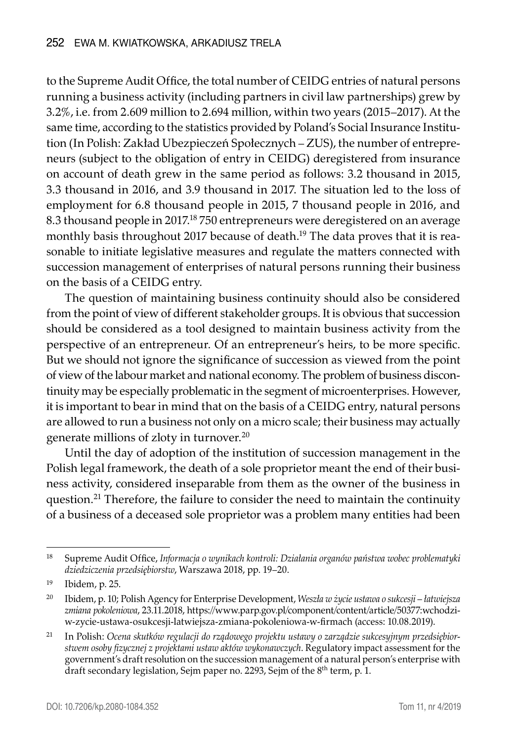to the Supreme Audit Office, the total number of CEIDG entries of natural persons running a business activity (including partners in civil law partnerships) grew by 3.2%, i.e. from 2.609 million to 2.694 million, within two years (2015–2017). At the same time, according to the statistics provided by Poland's Social Insurance Institution (In Polish: Zakład Ubezpieczeń Społecznych – ZUS), the number of entrepreneurs (subject to the obligation of entry in CEIDG) deregistered from insurance on account of death grew in the same period as follows: 3.2 thousand in 2015, 3.3 thousand in 2016, and 3.9 thousand in 2017. The situation led to the loss of employment for 6.8 thousand people in 2015, 7 thousand people in 2016, and 8.3 thousand people in 2017.[18] 750 entrepreneurs were deregistered on an average monthly basis throughout 2017 because of death.[19] The data proves that it is reasonable to initiate legislative measures and regulate the matters connected with succession management of enterprises of natural persons running their business on the basis of a CEIDG entry.

The question of maintaining business continuity should also be considered from the point of view of different stakeholder groups. It is obvious that succession should be considered as a tool designed to maintain business activity from the perspective of an entrepreneur. Of an entrepreneur's heirs, to be more specific. But we should not ignore the significance of succession as viewed from the point of view of the labour market and national economy. The problem of business discontinuity may be especially problematic in the segment of microenterprises. However, it is important to bear in mind that on the basis of a CEIDG entry, natural persons are allowed to run a business not only on a micro scale; their business may actually generate millions of zloty in turnover.[20]

Until the day of adoption of the institution of succession management in the Polish legal framework, the death of a sole proprietor meant the end of their business activity, considered inseparable from them as the owner of the business in question.[21] Therefore, the failure to consider the need to maintain the continuity of a business of a deceased sole proprietor was a problem many entities had been

---

[18] Supreme Audit Office, *Informacja o wynikach kontroli: Działania organów państwa wobec problematyki dziedziczenia przedsiębiorstw*, Warszawa 2018, pp. 19–20.

[19] Ibidem, p. 25.

[20] Ibidem, p. 10; Polish Agency for Enterprise Development, *Weszła w życie ustawa o sukcesji – łatwiejsza zmiana pokoleniowa*, 23.11.2018, https://www.parp.gov.pl/component/content/article/50377:wchodzi-w-zycie-ustawa-osukcesji-latwiejsza-zmiana-pokoleniowa-w-firmach (access: 10.08.2019).

[21] In Polish: *Ocena skutków regulacji do rządowego projektu ustawy o zarządzie sukcesyjnym przedsiębiorstwem osoby fizycznej z projektami ustaw aktów wykonawczych*. Regulatory impact assessment for the government's draft resolution on the succession management of a natural person's enterprise with draft secondary legislation, Sejm paper no. 2293, Sejm of the 8th term, p. 1.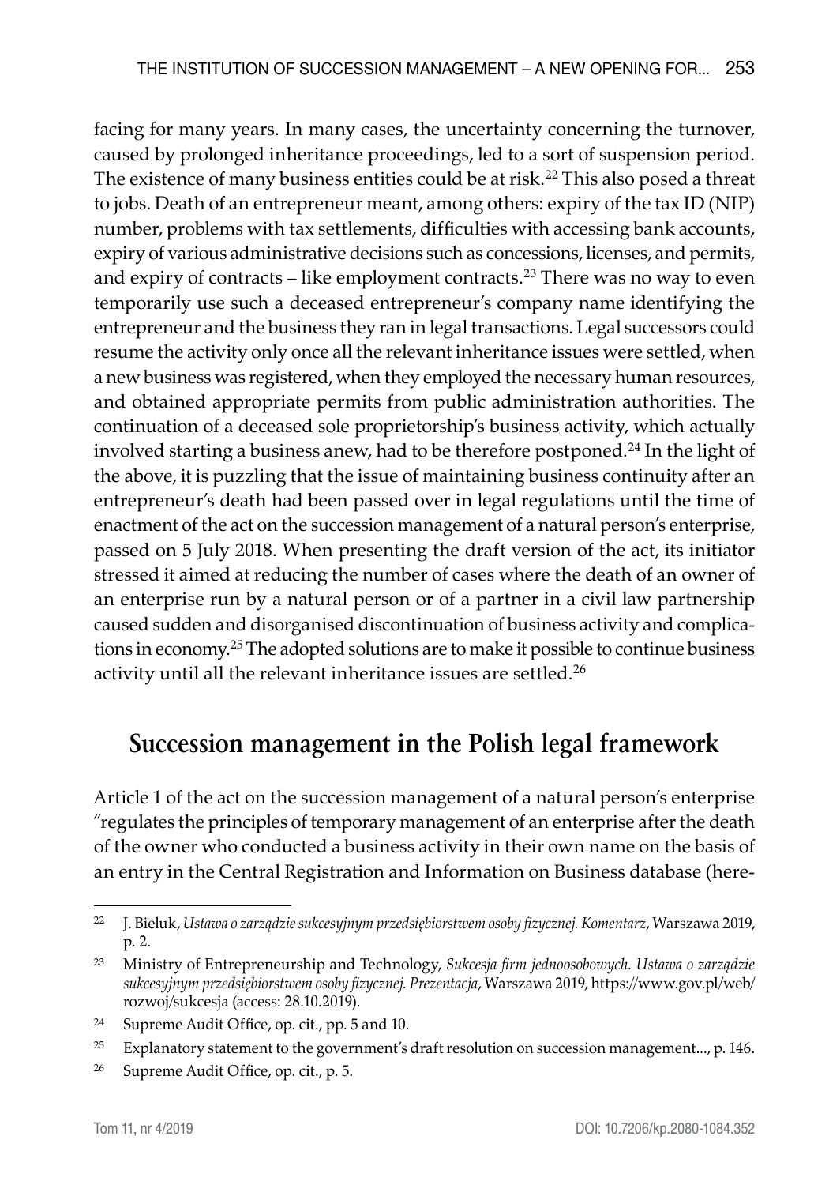facing for many years. In many cases, the uncertainty concerning the turnover, caused by prolonged inheritance proceedings, led to a sort of suspension period. The existence of many business entities could be at risk.[22] This also posed a threat to jobs. Death of an entrepreneur meant, among others: expiry of the tax ID (NIP) number, problems with tax settlements, difficulties with accessing bank accounts, expiry of various administrative decisions such as concessions, licenses, and permits, and expiry of contracts – like employment contracts.[23] There was no way to even temporarily use such a deceased entrepreneur's company name identifying the entrepreneur and the business they ran in legal transactions. Legal successors could resume the activity only once all the relevant inheritance issues were settled, when a new business was registered, when they employed the necessary human resources, and obtained appropriate permits from public administration authorities. The continuation of a deceased sole proprietorship's business activity, which actually involved starting a business anew, had to be therefore postponed.[24] In the light of the above, it is puzzling that the issue of maintaining business continuity after an entrepreneur's death had been passed over in legal regulations until the time of enactment of the act on the succession management of a natural person's enterprise, passed on 5 July 2018. When presenting the draft version of the act, its initiator stressed it aimed at reducing the number of cases where the death of an owner of an enterprise run by a natural person or of a partner in a civil law partnership caused sudden and disorganised discontinuation of business activity and complications in economy.[25] The adopted solutions are to make it possible to continue business activity until all the relevant inheritance issues are settled.[26]

## Succession management in the Polish legal framework

Article 1 of the act on the succession management of a natural person's enterprise "regulates the principles of temporary management of an enterprise after the death of the owner who conducted a business activity in their own name on the basis of an entry in the Central Registration and Information on Business database (here-

---

[22] J. Bieluk, *Ustawa o zarządzie sukcesyjnym przedsiębiorstwem osoby fizycznej. Komentarz*, Warszawa 2019, p. 2.

[23] Ministry of Entrepreneurship and Technology, *Sukcesja firm jednoosobowych. Ustawa o zarządzie sukcesyjnym przedsiębiorstwem osoby fizycznej. Prezentacja*, Warszawa 2019, https://www.gov.pl/web/rozwoj/sukcesja (access: 28.10.2019).

[24] Supreme Audit Office, op. cit., pp. 5 and 10.

[25] Explanatory statement to the government's draft resolution on succession management..., p. 146.

[26] Supreme Audit Office, op. cit., p. 5.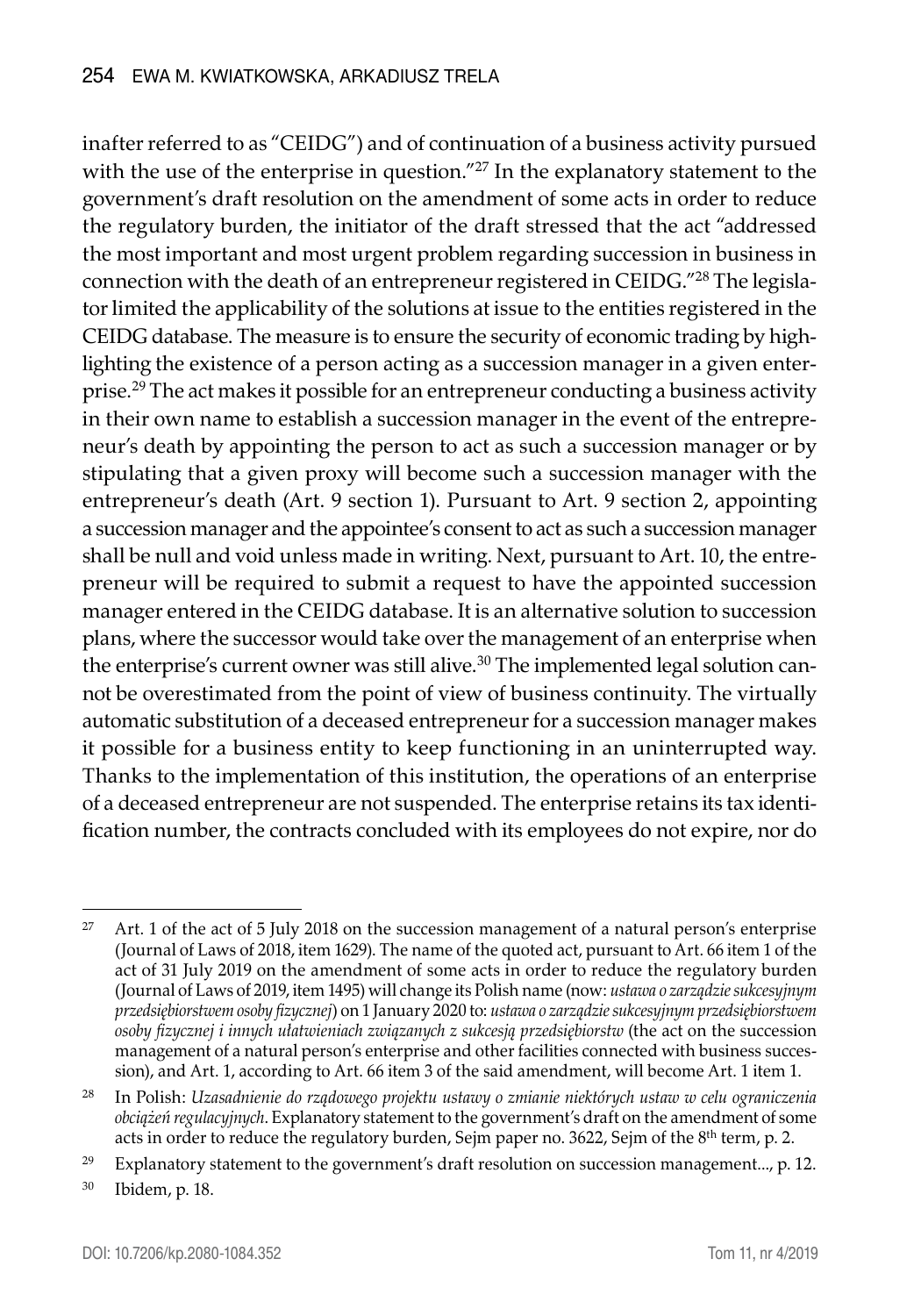inafter referred to as "CEIDG") and of continuation of a business activity pursued with the use of the enterprise in question."[27] In the explanatory statement to the government's draft resolution on the amendment of some acts in order to reduce the regulatory burden, the initiator of the draft stressed that the act "addressed the most important and most urgent problem regarding succession in business in connection with the death of an entrepreneur registered in CEIDG."[28] The legislator limited the applicability of the solutions at issue to the entities registered in the CEIDG database. The measure is to ensure the security of economic trading by highlighting the existence of a person acting as a succession manager in a given enterprise.[29] The act makes it possible for an entrepreneur conducting a business activity in their own name to establish a succession manager in the event of the entrepreneur's death by appointing the person to act as such a succession manager or by stipulating that a given proxy will become such a succession manager with the entrepreneur's death (Art. 9 section 1). Pursuant to Art. 9 section 2, appointing a succession manager and the appointee's consent to act as such a succession manager shall be null and void unless made in writing. Next, pursuant to Art. 10, the entrepreneur will be required to submit a request to have the appointed succession manager entered in the CEIDG database. It is an alternative solution to succession plans, where the successor would take over the management of an enterprise when the enterprise's current owner was still alive.[30] The implemented legal solution cannot be overestimated from the point of view of business continuity. The virtually automatic substitution of a deceased entrepreneur for a succession manager makes it possible for a business entity to keep functioning in an uninterrupted way. Thanks to the implementation of this institution, the operations of an enterprise of a deceased entrepreneur are not suspended. The enterprise retains its tax identification number, the contracts concluded with its employees do not expire, nor do

---

[27] Art. 1 of the act of 5 July 2018 on the succession management of a natural person's enterprise (Journal of Laws of 2018, item 1629). The name of the quoted act, pursuant to Art. 66 item 1 of the act of 31 July 2019 on the amendment of some acts in order to reduce the regulatory burden (Journal of Laws of 2019, item 1495) will change its Polish name (now: *ustawa o zarządzie sukcesyjnym przedsiębiorstwem osoby fizycznej*) on 1 January 2020 to: *ustawa o zarządzie sukcesyjnym przedsiębiorstwem osoby fizycznej i innych ułatwieniach związanych z sukcesją przedsiębiorstw* (the act on the succession management of a natural person's enterprise and other facilities connected with business succession), and Art. 1, according to Art. 66 item 3 of the said amendment, will become Art. 1 item 1.

[28] In Polish: *Uzasadnienie do rządowego projektu ustawy o zmianie niektórych ustaw w celu ograniczenia obciążeń regulacyjnych*. Explanatory statement to the government's draft on the amendment of some acts in order to reduce the regulatory burden, Sejm paper no. 3622, Sejm of the 8th term, p. 2.

[29] Explanatory statement to the government's draft resolution on succession management..., p. 12.

[30] Ibidem, p. 18.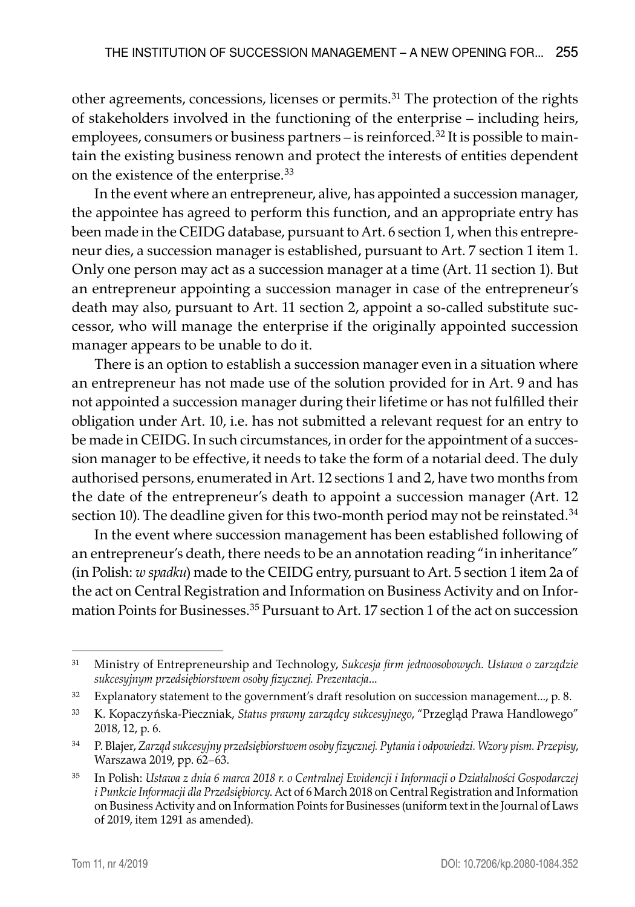other agreements, concessions, licenses or permits.[31] The protection of the rights of stakeholders involved in the functioning of the enterprise – including heirs, employees, consumers or business partners – is reinforced.[32] It is possible to maintain the existing business renown and protect the interests of entities dependent on the existence of the enterprise.[33]

In the event where an entrepreneur, alive, has appointed a succession manager, the appointee has agreed to perform this function, and an appropriate entry has been made in the CEIDG database, pursuant to Art. 6 section 1, when this entrepreneur dies, a succession manager is established, pursuant to Art. 7 section 1 item 1. Only one person may act as a succession manager at a time (Art. 11 section 1). But an entrepreneur appointing a succession manager in case of the entrepreneur's death may also, pursuant to Art. 11 section 2, appoint a so-called substitute successor, who will manage the enterprise if the originally appointed succession manager appears to be unable to do it.

There is an option to establish a succession manager even in a situation where an entrepreneur has not made use of the solution provided for in Art. 9 and has not appointed a succession manager during their lifetime or has not fulfilled their obligation under Art. 10, i.e. has not submitted a relevant request for an entry to be made in CEIDG. In such circumstances, in order for the appointment of a succession manager to be effective, it needs to take the form of a notarial deed. The duly authorised persons, enumerated in Art. 12 sections 1 and 2, have two months from the date of the entrepreneur's death to appoint a succession manager (Art. 12 section 10). The deadline given for this two-month period may not be reinstated.[34]

In the event where succession management has been established following of an entrepreneur's death, there needs to be an annotation reading "in inheritance" (in Polish: *w spadku*) made to the CEIDG entry, pursuant to Art. 5 section 1 item 2a of the act on Central Registration and Information on Business Activity and on Information Points for Businesses.[35] Pursuant to Art. 17 section 1 of the act on succession

---

[31] Ministry of Entrepreneurship and Technology, *Sukcesja firm jednoosobowych. Ustawa o zarządzie sukcesyjnym przedsiębiorstwem osoby fizycznej. Prezentacja*...

[32] Explanatory statement to the government's draft resolution on succession management..., p. 8.

[33] K. Kopaczyńska-Pieczniak, *Status prawny zarządcy sukcesyjnego*, "Przegląd Prawa Handlowego" 2018, 12, p. 6.

[34] P. Blajer, *Zarząd sukcesyjny przedsiębiorstwem osoby fizycznej. Pytania i odpowiedzi. Wzory pism. Przepisy*, Warszawa 2019, pp. 62–63.

[35] In Polish: *Ustawa z dnia 6 marca 2018 r. o Centralnej Ewidencji i Informacji o Działalności Gospodarczej i Punkcie Informacji dla Przedsiębiorcy*. Act of 6 March 2018 on Central Registration and Information on Business Activity and on Information Points for Businesses (uniform text in the Journal of Laws of 2019, item 1291 as amended).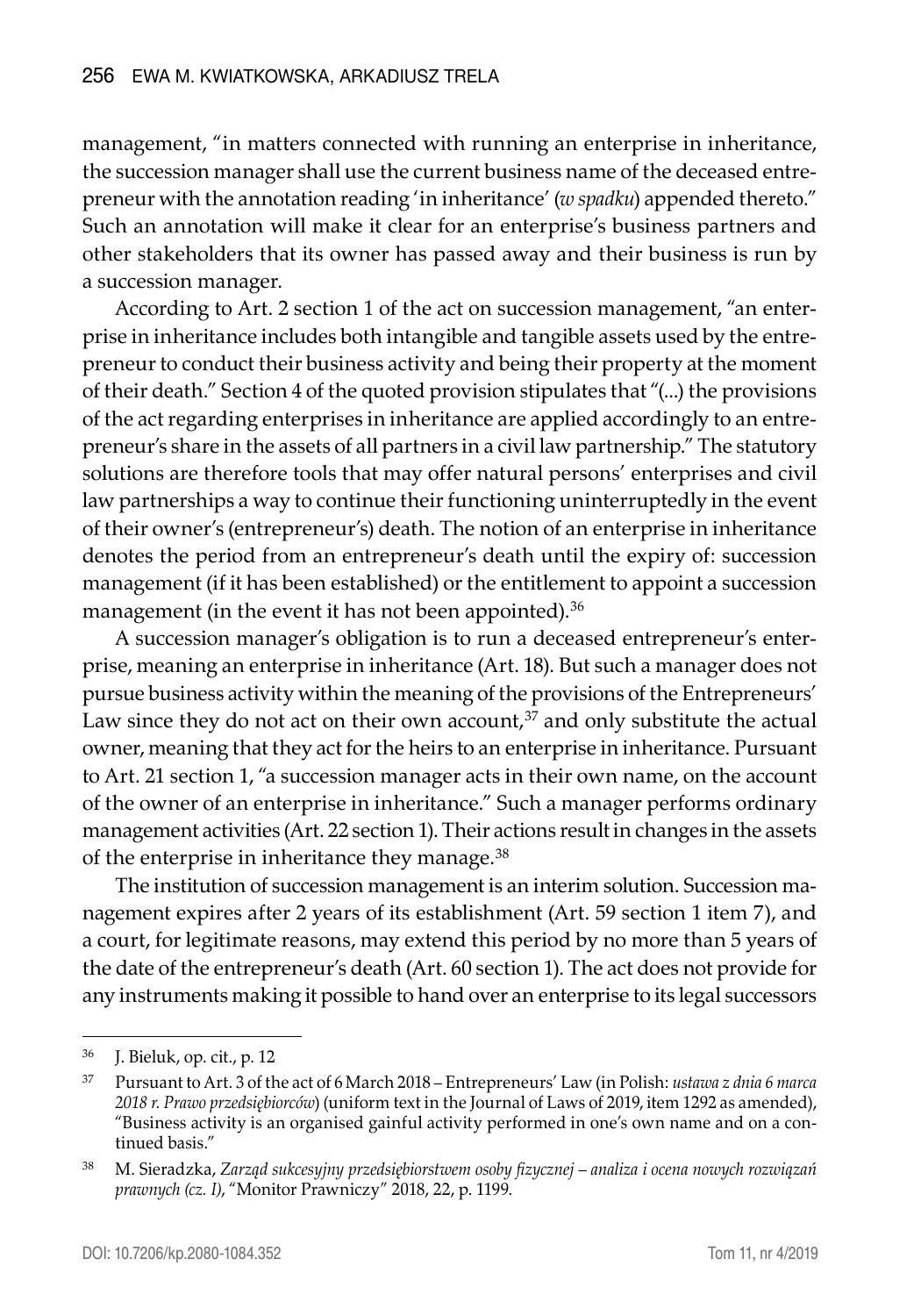management, "in matters connected with running an enterprise in inheritance, the succession manager shall use the current business name of the deceased entrepreneur with the annotation reading 'in inheritance' (*w spadku*) appended thereto." Such an annotation will make it clear for an enterprise's business partners and other stakeholders that its owner has passed away and their business is run by a succession manager.

According to Art. 2 section 1 of the act on succession management, "an enterprise in inheritance includes both intangible and tangible assets used by the entrepreneur to conduct their business activity and being their property at the moment of their death." Section 4 of the quoted provision stipulates that "(...) the provisions of the act regarding enterprises in inheritance are applied accordingly to an entrepreneur's share in the assets of all partners in a civil law partnership." The statutory solutions are therefore tools that may offer natural persons' enterprises and civil law partnerships a way to continue their functioning uninterruptedly in the event of their owner's (entrepreneur's) death. The notion of an enterprise in inheritance denotes the period from an entrepreneur's death until the expiry of: succession management (if it has been established) or the entitlement to appoint a succession management (in the event it has not been appointed).[36]

A succession manager's obligation is to run a deceased entrepreneur's enterprise, meaning an enterprise in inheritance (Art. 18). But such a manager does not pursue business activity within the meaning of the provisions of the Entrepreneurs' Law since they do not act on their own account,[37] and only substitute the actual owner, meaning that they act for the heirs to an enterprise in inheritance. Pursuant to Art. 21 section 1, "a succession manager acts in their own name, on the account of the owner of an enterprise in inheritance." Such a manager performs ordinary management activities (Art. 22 section 1). Their actions result in changes in the assets of the enterprise in inheritance they manage.[38]

The institution of succession management is an interim solution. Succession management expires after 2 years of its establishment (Art. 59 section 1 item 7), and a court, for legitimate reasons, may extend this period by no more than 5 years of the date of the entrepreneur's death (Art. 60 section 1). The act does not provide for any instruments making it possible to hand over an enterprise to its legal successors

---

[36] J. Bieluk, op. cit., p. 12

[37] Pursuant to Art. 3 of the act of 6 March 2018 – Entrepreneurs' Law (in Polish: *ustawa z dnia 6 marca 2018 r. Prawo przedsiębiorców*) (uniform text in the Journal of Laws of 2019, item 1292 as amended), "Business activity is an organised gainful activity performed in one's own name and on a continued basis."

[38] M. Sieradzka, *Zarząd sukcesyjny przedsiębiorstwem osoby fizycznej – analiza i ocena nowych rozwiązań prawnych (cz. I)*, "Monitor Prawniczy" 2018, 22, p. 1199.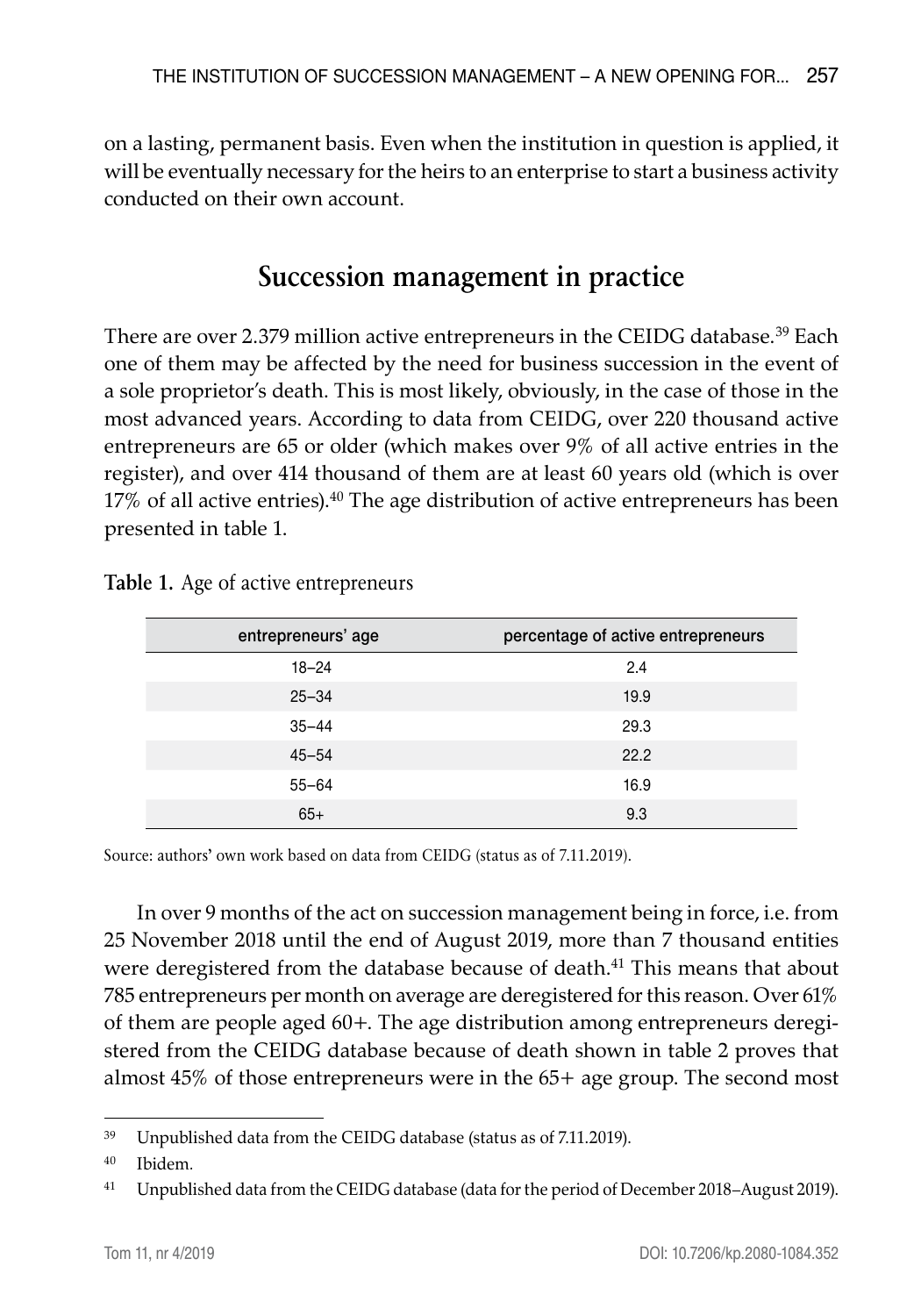on a lasting, permanent basis. Even when the institution in question is applied, it will be eventually necessary for the heirs to an enterprise to start a business activity conducted on their own account.

## Succession management in practice

There are over 2.379 million active entrepreneurs in the CEIDG database.[39] Each one of them may be affected by the need for business succession in the event of a sole proprietor's death. This is most likely, obviously, in the case of those in the most advanced years. According to data from CEIDG, over 220 thousand active entrepreneurs are 65 or older (which makes over 9% of all active entries in the register), and over 414 thousand of them are at least 60 years old (which is over 17% of all active entries).[40] The age distribution of active entrepreneurs has been presented in table 1.

**Table 1.** Age of active entrepreneurs

| entrepreneurs' age | percentage of active entrepreneurs |
|---|---|
| 18–24 | 2.4 |
| 25–34 | 19.9 |
| 35–44 | 29.3 |
| 45–54 | 22.2 |
| 55–64 | 16.9 |
| 65+ | 9.3 |

Source: authors' own work based on data from CEIDG (status as of 7.11.2019).

In over 9 months of the act on succession management being in force, i.e. from 25 November 2018 until the end of August 2019, more than 7 thousand entities were deregistered from the database because of death.[41] This means that about 785 entrepreneurs per month on average are deregistered for this reason. Over 61% of them are people aged 60+. The age distribution among entrepreneurs deregistered from the CEIDG database because of death shown in table 2 proves that almost 45% of those entrepreneurs were in the 65+ age group. The second most

---

[39] Unpublished data from the CEIDG database (status as of 7.11.2019).

[40] Ibidem.

[41] Unpublished data from the CEIDG database (data for the period of December 2018–August 2019).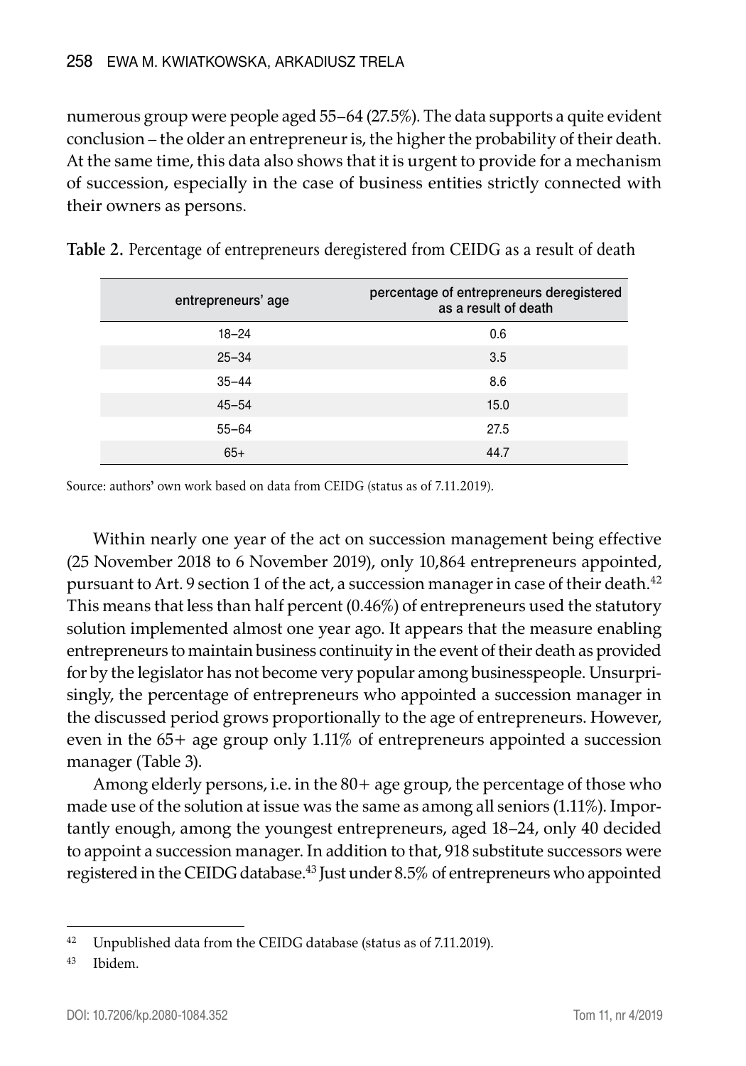numerous group were people aged 55–64 (27.5%). The data supports a quite evident conclusion – the older an entrepreneur is, the higher the probability of their death. At the same time, this data also shows that it is urgent to provide for a mechanism of succession, especially in the case of business entities strictly connected with their owners as persons.

**Table 2.** Percentage of entrepreneurs deregistered from CEIDG as a result of death

| entrepreneurs' age | percentage of entrepreneurs deregistered as a result of death |
|---|---|
| 18–24 | 0.6 |
| 25–34 | 3.5 |
| 35–44 | 8.6 |
| 45–54 | 15.0 |
| 55–64 | 27.5 |
| 65+ | 44.7 |

Source: authors' own work based on data from CEIDG (status as of 7.11.2019).

Within nearly one year of the act on succession management being effective (25 November 2018 to 6 November 2019), only 10,864 entrepreneurs appointed, pursuant to Art. 9 section 1 of the act, a succession manager in case of their death.[42] This means that less than half percent (0.46%) of entrepreneurs used the statutory solution implemented almost one year ago. It appears that the measure enabling entrepreneurs to maintain business continuity in the event of their death as provided for by the legislator has not become very popular among businesspeople. Unsurprisingly, the percentage of entrepreneurs who appointed a succession manager in the discussed period grows proportionally to the age of entrepreneurs. However, even in the 65+ age group only 1.11% of entrepreneurs appointed a succession manager (Table 3).

Among elderly persons, i.e. in the 80+ age group, the percentage of those who made use of the solution at issue was the same as among all seniors (1.11%). Importantly enough, among the youngest entrepreneurs, aged 18–24, only 40 decided to appoint a succession manager. In addition to that, 918 substitute successors were registered in the CEIDG database.[43] Just under 8.5% of entrepreneurs who appointed

[42] Unpublished data from the CEIDG database (status as of 7.11.2019).

[43] Ibidem.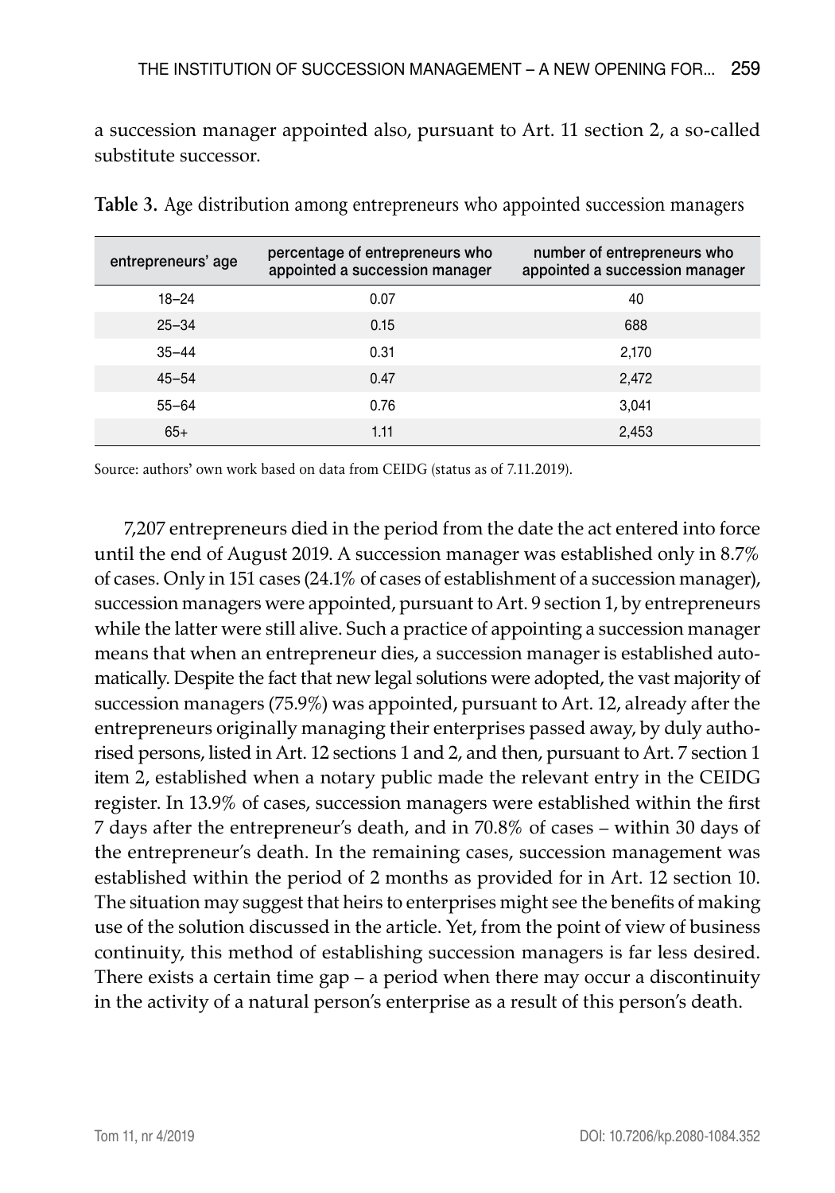a succession manager appointed also, pursuant to Art. 11 section 2, a so-called substitute successor.

**Table 3.** Age distribution among entrepreneurs who appointed succession managers

| entrepreneurs' age | percentage of entrepreneurs who appointed a succession manager | number of entrepreneurs who appointed a succession manager |
|---|---|---|
| 18–24 | 0.07 | 40 |
| 25–34 | 0.15 | 688 |
| 35–44 | 0.31 | 2,170 |
| 45–54 | 0.47 | 2,472 |
| 55–64 | 0.76 | 3,041 |
| 65+ | 1.11 | 2,453 |

Source: authors' own work based on data from CEIDG (status as of 7.11.2019).

7,207 entrepreneurs died in the period from the date the act entered into force until the end of August 2019. A succession manager was established only in 8.7% of cases. Only in 151 cases (24.1% of cases of establishment of a succession manager), succession managers were appointed, pursuant to Art. 9 section 1, by entrepreneurs while the latter were still alive. Such a practice of appointing a succession manager means that when an entrepreneur dies, a succession manager is established automatically. Despite the fact that new legal solutions were adopted, the vast majority of succession managers (75.9%) was appointed, pursuant to Art. 12, already after the entrepreneurs originally managing their enterprises passed away, by duly authorised persons, listed in Art. 12 sections 1 and 2, and then, pursuant to Art. 7 section 1 item 2, established when a notary public made the relevant entry in the CEIDG register. In 13.9% of cases, succession managers were established within the first 7 days after the entrepreneur's death, and in 70.8% of cases – within 30 days of the entrepreneur's death. In the remaining cases, succession management was established within the period of 2 months as provided for in Art. 12 section 10. The situation may suggest that heirs to enterprises might see the benefits of making use of the solution discussed in the article. Yet, from the point of view of business continuity, this method of establishing succession managers is far less desired. There exists a certain time gap – a period when there may occur a discontinuity in the activity of a natural person's enterprise as a result of this person's death.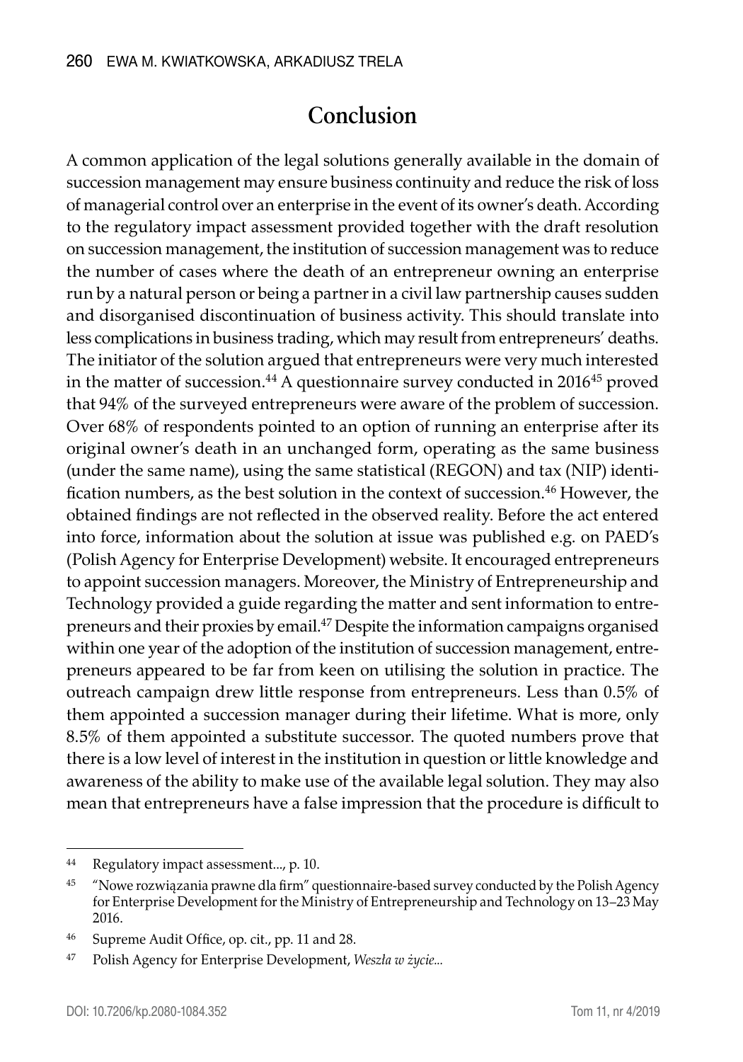## Conclusion

A common application of the legal solutions generally available in the domain of succession management may ensure business continuity and reduce the risk of loss of managerial control over an enterprise in the event of its owner's death. According to the regulatory impact assessment provided together with the draft resolution on succession management, the institution of succession management was to reduce the number of cases where the death of an entrepreneur owning an enterprise run by a natural person or being a partner in a civil law partnership causes sudden and disorganised discontinuation of business activity. This should translate into less complications in business trading, which may result from entrepreneurs' deaths. The initiator of the solution argued that entrepreneurs were very much interested in the matter of succession.[44] A questionnaire survey conducted in 2016[45] proved that 94% of the surveyed entrepreneurs were aware of the problem of succession. Over 68% of respondents pointed to an option of running an enterprise after its original owner's death in an unchanged form, operating as the same business (under the same name), using the same statistical (REGON) and tax (NIP) identification numbers, as the best solution in the context of succession.[46] However, the obtained findings are not reflected in the observed reality. Before the act entered into force, information about the solution at issue was published e.g. on PAED's (Polish Agency for Enterprise Development) website. It encouraged entrepreneurs to appoint succession managers. Moreover, the Ministry of Entrepreneurship and Technology provided a guide regarding the matter and sent information to entrepreneurs and their proxies by email.[47] Despite the information campaigns organised within one year of the adoption of the institution of succession management, entrepreneurs appeared to be far from keen on utilising the solution in practice. The outreach campaign drew little response from entrepreneurs. Less than 0.5% of them appointed a succession manager during their lifetime. What is more, only 8.5% of them appointed a substitute successor. The quoted numbers prove that there is a low level of interest in the institution in question or little knowledge and awareness of the ability to make use of the available legal solution. They may also mean that entrepreneurs have a false impression that the procedure is difficult to

---

[44] Regulatory impact assessment..., p. 10.

[45] "Nowe rozwiązania prawne dla firm" questionnaire-based survey conducted by the Polish Agency for Enterprise Development for the Ministry of Entrepreneurship and Technology on 13–23 May 2016.

[46] Supreme Audit Office, op. cit., pp. 11 and 28.

[47] Polish Agency for Enterprise Development, *Weszła w życie...*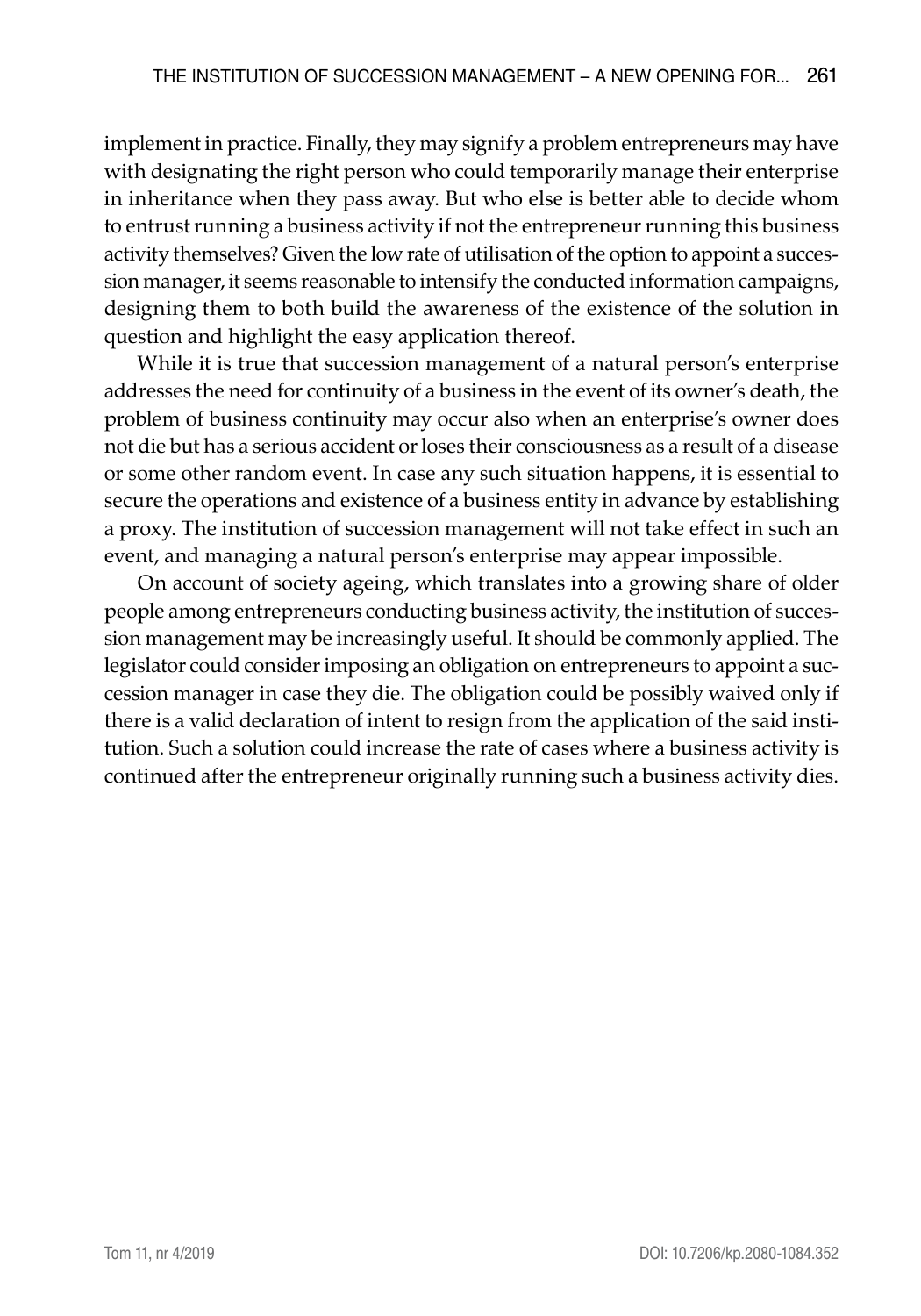implement in practice. Finally, they may signify a problem entrepreneurs may have with designating the right person who could temporarily manage their enterprise in inheritance when they pass away. But who else is better able to decide whom to entrust running a business activity if not the entrepreneur running this business activity themselves? Given the low rate of utilisation of the option to appoint a succession manager, it seems reasonable to intensify the conducted information campaigns, designing them to both build the awareness of the existence of the solution in question and highlight the easy application thereof.

While it is true that succession management of a natural person's enterprise addresses the need for continuity of a business in the event of its owner's death, the problem of business continuity may occur also when an enterprise's owner does not die but has a serious accident or loses their consciousness as a result of a disease or some other random event. In case any such situation happens, it is essential to secure the operations and existence of a business entity in advance by establishing a proxy. The institution of succession management will not take effect in such an event, and managing a natural person's enterprise may appear impossible.

On account of society ageing, which translates into a growing share of older people among entrepreneurs conducting business activity, the institution of succession management may be increasingly useful. It should be commonly applied. The legislator could consider imposing an obligation on entrepreneurs to appoint a succession manager in case they die. The obligation could be possibly waived only if there is a valid declaration of intent to resign from the application of the said institution. Such a solution could increase the rate of cases where a business activity is continued after the entrepreneur originally running such a business activity dies.